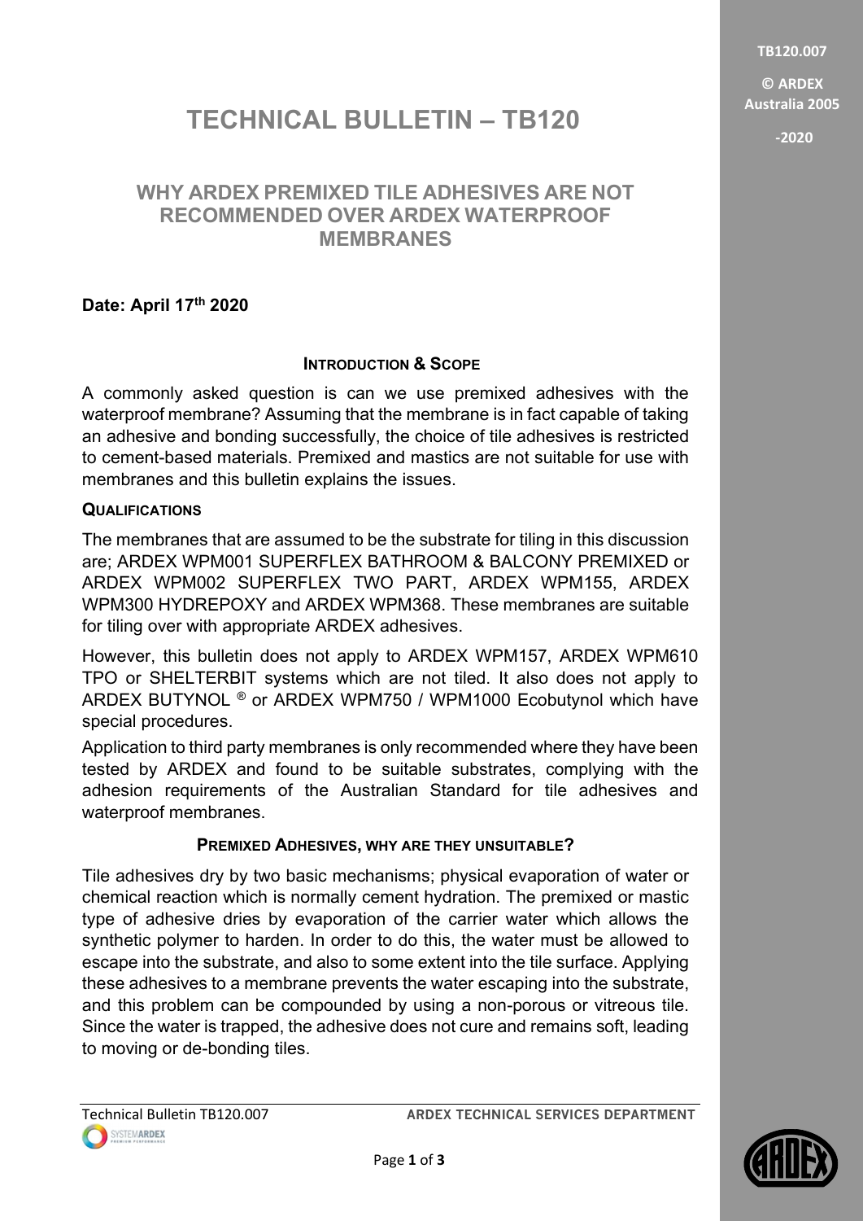# TECHNICAL BULLETIN – TB120

## WHY ARDEX PREMIXED TILE ADHESIVES ARE NOT RECOMMENDED OVER ARDEX WATERPROOF MEMBRANES

**Date: April 17th 2020**

### INTRODUCTION & SCOPE

A commonly asked question is can we use premixed adhesives with the waterproof membrane? Assuming that the membrane is in fact capable of taking an adhesive and bonding successfully, the choice of tile adhesives is restricted to cement-based materials. Premixed and mastics are not suitable for use with membranes and this bulletin explains the issues.

### QUALIFICATIONS

The membranes that are assumed to be the substrate for tiling in this discussion are; ARDEX WPM001 SUPERFLEX BATHROOM & BALCONY PREMIXED or ARDEX WPM002 SUPERFLEX TWO PART, ARDEX WPM155, ARDEX WPM300 HYDREPOXY and ARDEX WPM368. These membranes are suitable for tiling over with appropriate ARDEX adhesives.

However, this bulletin does not apply to ARDEX WPM157, ARDEX WPM610 TPO or SHELTERBIT systems which are not tiled. It also does not apply to ARDEX BUTYNOL ® or ARDEX WPM750 / WPM1000 Ecobutynol which have special procedures.

Application to third party membranes is only recommended where they have been tested by ARDEX and found to be suitable substrates, complying with the adhesion requirements of the Australian Standard for tile adhesives and waterproof membranes.

### PREMIXED ADHESIVES, WHY ARE THEY UNSUITABLE?

Tile adhesives dry by two basic mechanisms; physical evaporation of water or chemical reaction which is normally cement hydration. The premixed or mastic type of adhesive dries by evaporation of the carrier water which allows the synthetic polymer to harden. In order to do this, the water must be allowed to escape into the substrate, and also to some extent into the tile surface. Applying these adhesives to a membrane prevents the water escaping into the substrate, and this problem can be compounded by using a non-porous or vitreous tile. Since the water is trapped, the adhesive does not cure and remains soft, leading to moving or de-bonding tiles.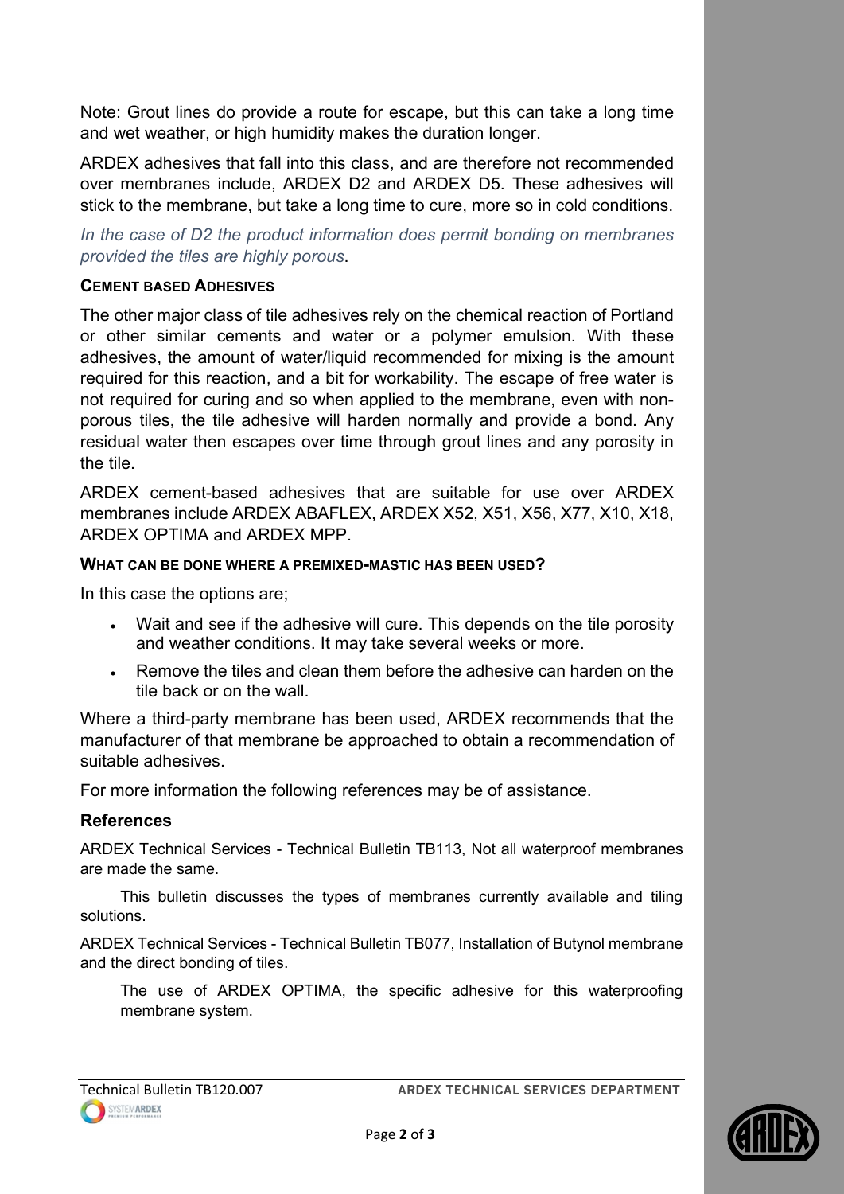Note: Grout lines do provide a route for escape, but this can take a long time and wet weather, or high humidity makes the duration longer.

ARDEX adhesives that fall into this class, and are therefore not recommended over membranes include, ARDEX D2 and ARDEX D5. These adhesives will stick to the membrane, but take a long time to cure, more so in cold conditions.

*In the case of D2 the product information does permit bonding on membranes provided the tiles are highly porous.*

#### CEMENT BASED ADHESIVES

The other major class of tile adhesives rely on the chemical reaction of Portland or other similar cements and water or a polymer emulsion. With these adhesives, the amount of water/liquid recommended for mixing is the amount required for this reaction, and a bit for workability. The escape of free water is not required for curing and so when applied to the membrane, even with non-porous tiles, the tile adhesive will harden normally and provide a bond. Any residual water then escapes over time through grout lines and any porosity in the tile.

ARDEX cement-based adhesives that are suitable for use over ARDEX membranes include ARDEX ABAFLEX, ARDEX X52, X51, X56, X77, X10, X18, ARDEX OPTIMA and ARDEX MPP.

#### WHAT CAN BE DONE WHERE A PREMIXED-MASTIC HAS BEEN USED?

In this case the options are;

- Wait and see if the adhesive will cure. This depends on the tile porosity and weather conditions. It may take several weeks or more.
- Remove the tiles and clean them before the adhesive can harden on the tile back or on the wall.

Where a third-party membrane has been used, ARDEX recommends that the manufacturer of that membrane be approached to obtain a recommendation of suitable adhesives.

For more information the following references may be of assistance.

### References

ARDEX Technical Services - Technical Bulletin TB113, Not all waterproof membranes are made the same.

This bulletin discusses the types of membranes currently available and tiling solutions.

ARDEX Technical Services - Technical Bulletin TB077, Installation of Butynol membrane and the direct bonding of tiles.

The use of ARDEX OPTIMA, the specific adhesive for this waterproofing membrane system.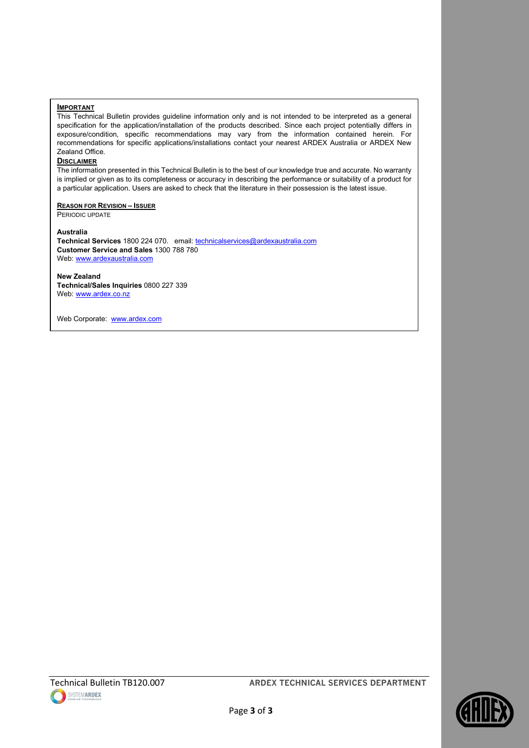**IMPORTANT**

This Technical Bulletin provides guideline information only and is not intended to be interpreted as a general specification for the application/installation of the products described. Since each project potentially differs in exposure/condition, specific recommendations may vary from the information contained herein. For recommendations for specific applications/installations contact your nearest ARDEX Australia or ARDEX New Zealand Office.

**DISCLAIMER**

The information presented in this Technical Bulletin is to the best of our knowledge true and accurate. No warranty is implied or given as to its completeness or accuracy in describing the performance or suitability of a product for a particular application. Users are asked to check that the literature in their possession is the latest issue.

**REASON FOR REVISION – ISSUER**

PERIODIC UPDATE

**Australia**
**Technical Services** 1800 224 070. email: technicalservices@ardexaustralia.com
**Customer Service and Sales** 1300 788 780
Web: www.ardexaustralia.com

**New Zealand**
**Technical/Sales Inquiries** 0800 227 339
Web: www.ardex.co.nz

Web Corporate: www.ardex.com